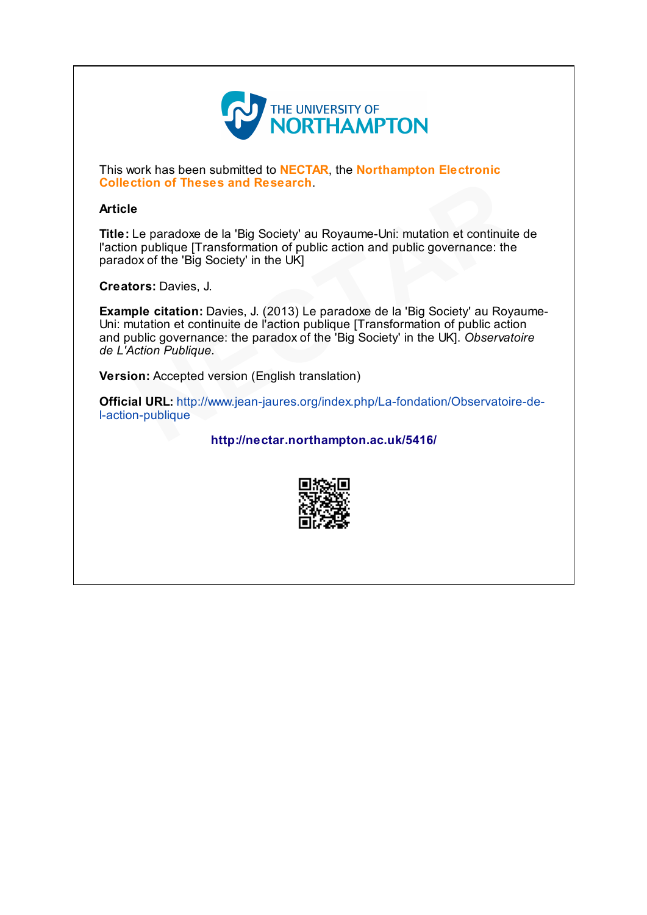THE UNIVERSITY OF NORTHAMPTON

This work has been submitted to **NECTAR**, the **Northampton Electronic Collection of Theses and Research**.

**Article**

**Title:** Le paradoxe de la 'Big Society' au Royaume-Uni: mutation et continuite de l'action publique [Transformation of public action and public governance: the paradox of the 'Big Society' in the UK]

**Creators:** Davies, J.

**Example citation:** Davies, J. (2013) Le paradoxe de la 'Big Society' au Royaume-Uni: mutation et continuite de l'action publique [Transformation of public action and public governance: the paradox of the 'Big Society' in the UK]. *Observatoire de L'Action Publique.*

**Version:** Accepted version (English translation)

**Official URL:** http://www.jean-jaures.org/index.php/La-fondation/Observatoire-de-l-action-publique

**http://nectar.northampton.ac.uk/5416/**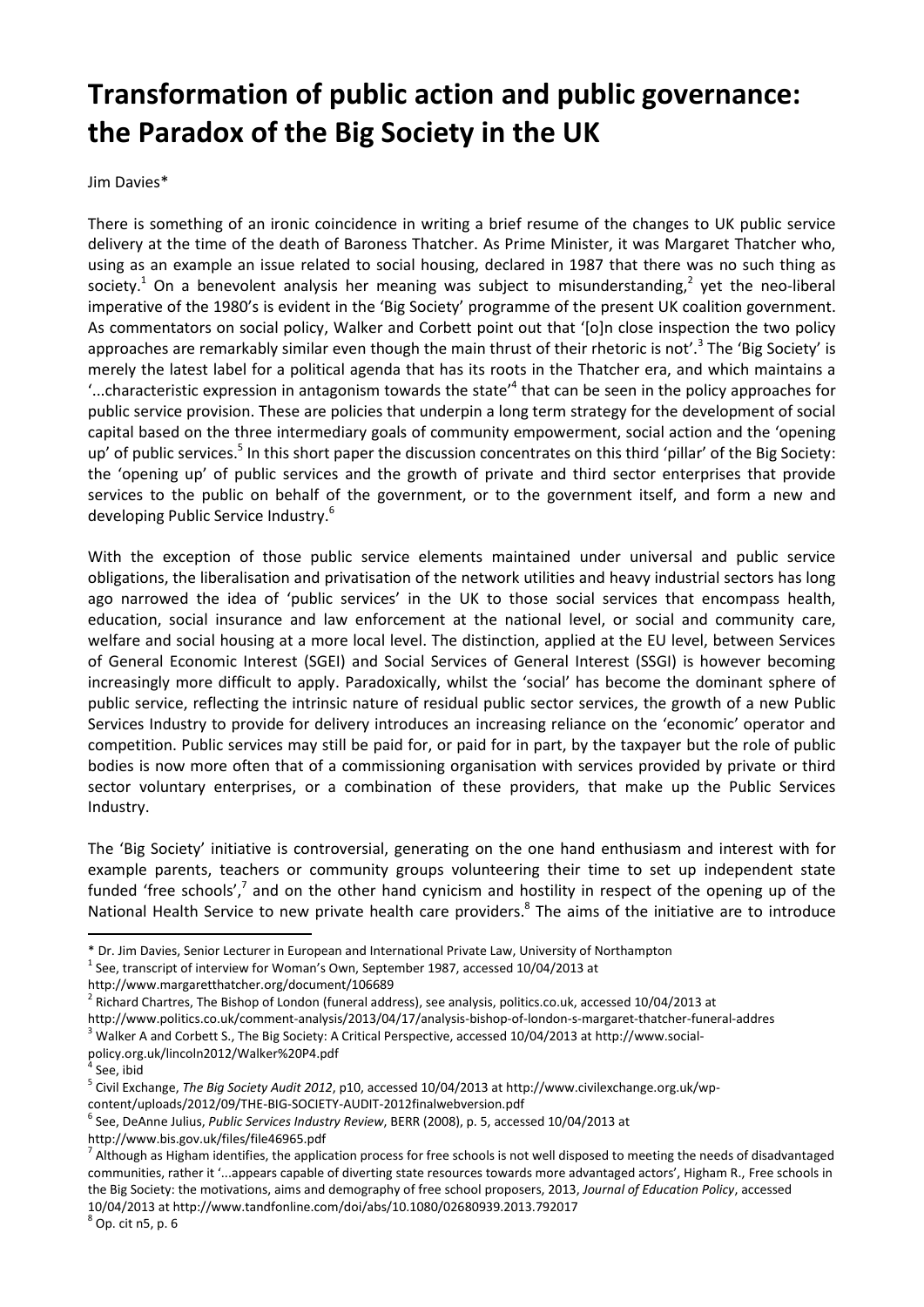# Transformation of public action and public governance: the Paradox of the Big Society in the UK

Jim Davies*

There is something of an ironic coincidence in writing a brief resume of the changes to UK public service delivery at the time of the death of Baroness Thatcher. As Prime Minister, it was Margaret Thatcher who, using as an example an issue related to social housing, declared in 1987 that there was no such thing as society.[1] On a benevolent analysis her meaning was subject to misunderstanding,[2] yet the neo-liberal imperative of the 1980's is evident in the 'Big Society' programme of the present UK coalition government. As commentators on social policy, Walker and Corbett point out that '[o]n close inspection the two policy approaches are remarkably similar even though the main thrust of their rhetoric is not'.[3] The 'Big Society' is merely the latest label for a political agenda that has its roots in the Thatcher era, and which maintains a '...characteristic expression in antagonism towards the state'[4] that can be seen in the policy approaches for public service provision. These are policies that underpin a long term strategy for the development of social capital based on the three intermediary goals of community empowerment, social action and the 'opening up' of public services.[5] In this short paper the discussion concentrates on this third 'pillar' of the Big Society: the 'opening up' of public services and the growth of private and third sector enterprises that provide services to the public on behalf of the government, or to the government itself, and form a new and developing Public Service Industry.[6]

With the exception of those public service elements maintained under universal and public service obligations, the liberalisation and privatisation of the network utilities and heavy industrial sectors has long ago narrowed the idea of 'public services' in the UK to those social services that encompass health, education, social insurance and law enforcement at the national level, or social and community care, welfare and social housing at a more local level. The distinction, applied at the EU level, between Services of General Economic Interest (SGEI) and Social Services of General Interest (SSGI) is however becoming increasingly more difficult to apply. Paradoxically, whilst the 'social' has become the dominant sphere of public service, reflecting the intrinsic nature of residual public sector services, the growth of a new Public Services Industry to provide for delivery introduces an increasing reliance on the 'economic' operator and competition. Public services may still be paid for, or paid for in part, by the taxpayer but the role of public bodies is now more often that of a commissioning organisation with services provided by private or third sector voluntary enterprises, or a combination of these providers, that make up the Public Services Industry.

The 'Big Society' initiative is controversial, generating on the one hand enthusiasm and interest with for example parents, teachers or community groups volunteering their time to set up independent state funded 'free schools',[7] and on the other hand cynicism and hostility in respect of the opening up of the National Health Service to new private health care providers.[8] The aims of the initiative are to introduce

---

\* Dr. Jim Davies, Senior Lecturer in European and International Private Law, University of Northampton

[1] See, transcript of interview for Woman's Own, September 1987, accessed 10/04/2013 at http://www.margaretthatcher.org/document/106689

[2] Richard Chartres, The Bishop of London (funeral address), see analysis, politics.co.uk, accessed 10/04/2013 at http://www.politics.co.uk/comment-analysis/2013/04/17/analysis-bishop-of-london-s-margaret-thatcher-funeral-addres

[3] Walker A and Corbett S., The Big Society: A Critical Perspective, accessed 10/04/2013 at http://www.social-policy.org.uk/lincoln2012/Walker%20P4.pdf

[4] See, ibid

[5] Civil Exchange, *The Big Society Audit 2012*, p10, accessed 10/04/2013 at http://www.civilexchange.org.uk/wp-content/uploads/2012/09/THE-BIG-SOCIETY-AUDIT-2012finalwebversion.pdf

[6] See, DeAnne Julius, *Public Services Industry Review*, BERR (2008), p. 5, accessed 10/04/2013 at http://www.bis.gov.uk/files/file46965.pdf

[7] Although as Higham identifies, the application process for free schools is not well disposed to meeting the needs of disadvantaged communities, rather it '...appears capable of diverting state resources towards more advantaged actors', Higham R., Free schools in the Big Society: the motivations, aims and demography of free school proposers, 2013, *Journal of Education Policy*, accessed 10/04/2013 at http://www.tandfonline.com/doi/abs/10.1080/02680939.2013.792017

[8] Op. cit n5, p. 6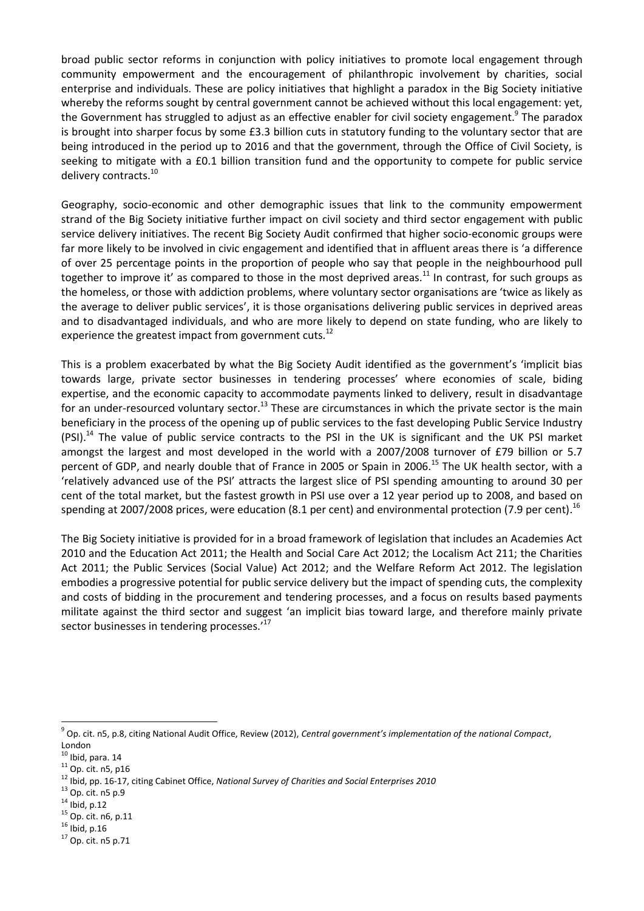broad public sector reforms in conjunction with policy initiatives to promote local engagement through community empowerment and the encouragement of philanthropic involvement by charities, social enterprise and individuals. These are policy initiatives that highlight a paradox in the Big Society initiative whereby the reforms sought by central government cannot be achieved without this local engagement: yet, the Government has struggled to adjust as an effective enabler for civil society engagement.[9] The paradox is brought into sharper focus by some £3.3 billion cuts in statutory funding to the voluntary sector that are being introduced in the period up to 2016 and that the government, through the Office of Civil Society, is seeking to mitigate with a £0.1 billion transition fund and the opportunity to compete for public service delivery contracts.[10]

Geography, socio-economic and other demographic issues that link to the community empowerment strand of the Big Society initiative further impact on civil society and third sector engagement with public service delivery initiatives. The recent Big Society Audit confirmed that higher socio-economic groups were far more likely to be involved in civic engagement and identified that in affluent areas there is 'a difference of over 25 percentage points in the proportion of people who say that people in the neighbourhood pull together to improve it' as compared to those in the most deprived areas.[11] In contrast, for such groups as the homeless, or those with addiction problems, where voluntary sector organisations are 'twice as likely as the average to deliver public services', it is those organisations delivering public services in deprived areas and to disadvantaged individuals, and who are more likely to depend on state funding, who are likely to experience the greatest impact from government cuts.[12]

This is a problem exacerbated by what the Big Society Audit identified as the government's 'implicit bias towards large, private sector businesses in tendering processes' where economies of scale, biding expertise, and the economic capacity to accommodate payments linked to delivery, result in disadvantage for an under-resourced voluntary sector.[13] These are circumstances in which the private sector is the main beneficiary in the process of the opening up of public services to the fast developing Public Service Industry (PSI).[14] The value of public service contracts to the PSI in the UK is significant and the UK PSI market amongst the largest and most developed in the world with a 2007/2008 turnover of £79 billion or 5.7 percent of GDP, and nearly double that of France in 2005 or Spain in 2006.[15] The UK health sector, with a 'relatively advanced use of the PSI' attracts the largest slice of PSI spending amounting to around 30 per cent of the total market, but the fastest growth in PSI use over a 12 year period up to 2008, and based on spending at 2007/2008 prices, were education (8.1 per cent) and environmental protection (7.9 per cent).[16]

The Big Society initiative is provided for in a broad framework of legislation that includes an Academies Act 2010 and the Education Act 2011; the Health and Social Care Act 2012; the Localism Act 211; the Charities Act 2011; the Public Services (Social Value) Act 2012; and the Welfare Reform Act 2012. The legislation embodies a progressive potential for public service delivery but the impact of spending cuts, the complexity and costs of bidding in the procurement and tendering processes, and a focus on results based payments militate against the third sector and suggest 'an implicit bias toward large, and therefore mainly private sector businesses in tendering processes.'[17]

---

[9] Op. cit. n5, p.8, citing National Audit Office, Review (2012), *Central government's implementation of the national Compact*, London

[10] Ibid, para. 14

[11] Op. cit. n5, p16

[12] Ibid, pp. 16-17, citing Cabinet Office, *National Survey of Charities and Social Enterprises 2010*

[13] Op. cit. n5 p.9

[14] Ibid, p.12

[15] Op. cit. n6, p.11

[16] Ibid, p.16

[17] Op. cit. n5 p.71